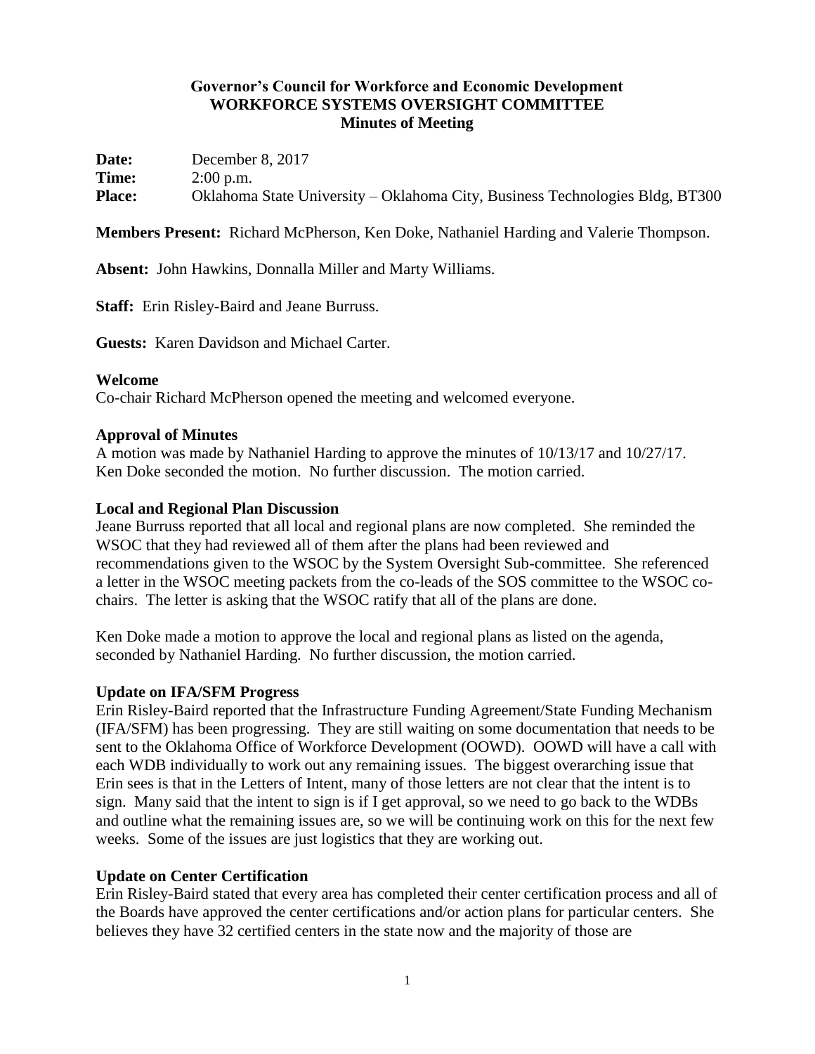**Governor's Council for Workforce and Economic Development**
**WORKFORCE SYSTEMS OVERSIGHT COMMITTEE**
**Minutes of Meeting**

**Date:** December 8, 2017
**Time:** 2:00 p.m.
**Place:** Oklahoma State University – Oklahoma City, Business Technologies Bldg, BT300

**Members Present:** Richard McPherson, Ken Doke, Nathaniel Harding and Valerie Thompson.

**Absent:** John Hawkins, Donnalla Miller and Marty Williams.

**Staff:** Erin Risley-Baird and Jeane Burruss.

**Guests:** Karen Davidson and Michael Carter.

**Welcome**
Co-chair Richard McPherson opened the meeting and welcomed everyone.

**Approval of Minutes**
A motion was made by Nathaniel Harding to approve the minutes of 10/13/17 and 10/27/17. Ken Doke seconded the motion. No further discussion. The motion carried.

**Local and Regional Plan Discussion**
Jeane Burruss reported that all local and regional plans are now completed. She reminded the WSOC that they had reviewed all of them after the plans had been reviewed and recommendations given to the WSOC by the System Oversight Sub-committee. She referenced a letter in the WSOC meeting packets from the co-leads of the SOS committee to the WSOC co-chairs. The letter is asking that the WSOC ratify that all of the plans are done.

Ken Doke made a motion to approve the local and regional plans as listed on the agenda, seconded by Nathaniel Harding. No further discussion, the motion carried.

**Update on IFA/SFM Progress**
Erin Risley-Baird reported that the Infrastructure Funding Agreement/State Funding Mechanism (IFA/SFM) has been progressing. They are still waiting on some documentation that needs to be sent to the Oklahoma Office of Workforce Development (OOWD). OOWD will have a call with each WDB individually to work out any remaining issues. The biggest overarching issue that Erin sees is that in the Letters of Intent, many of those letters are not clear that the intent is to sign. Many said that the intent to sign is if I get approval, so we need to go back to the WDBs and outline what the remaining issues are, so we will be continuing work on this for the next few weeks. Some of the issues are just logistics that they are working out.

**Update on Center Certification**
Erin Risley-Baird stated that every area has completed their center certification process and all of the Boards have approved the center certifications and/or action plans for particular centers. She believes they have 32 certified centers in the state now and the majority of those are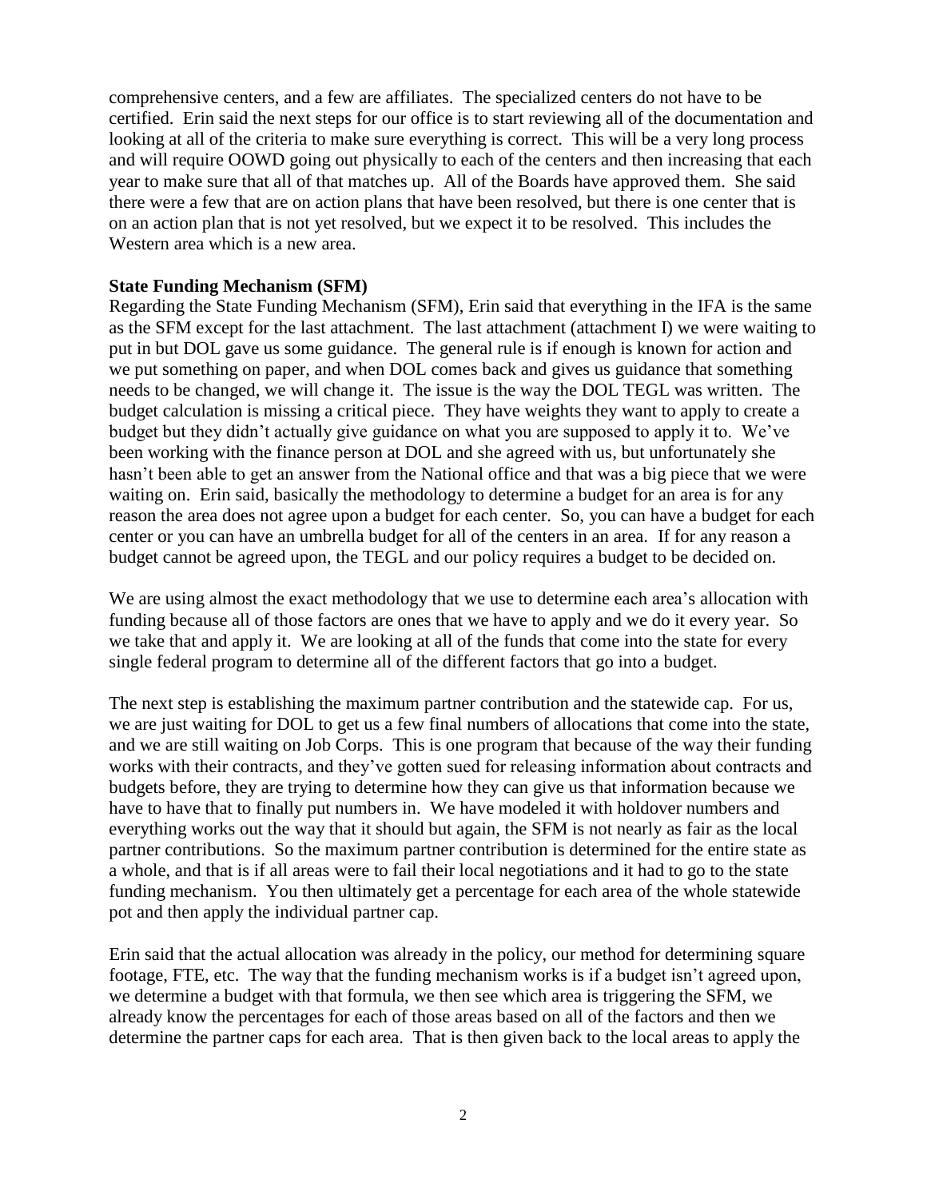comprehensive centers, and a few are affiliates. The specialized centers do not have to be certified. Erin said the next steps for our office is to start reviewing all of the documentation and looking at all of the criteria to make sure everything is correct. This will be a very long process and will require OOWD going out physically to each of the centers and then increasing that each year to make sure that all of that matches up. All of the Boards have approved them. She said there were a few that are on action plans that have been resolved, but there is one center that is on an action plan that is not yet resolved, but we expect it to be resolved. This includes the Western area which is a new area.

**State Funding Mechanism (SFM)**

Regarding the State Funding Mechanism (SFM), Erin said that everything in the IFA is the same as the SFM except for the last attachment. The last attachment (attachment I) we were waiting to put in but DOL gave us some guidance. The general rule is if enough is known for action and we put something on paper, and when DOL comes back and gives us guidance that something needs to be changed, we will change it. The issue is the way the DOL TEGL was written. The budget calculation is missing a critical piece. They have weights they want to apply to create a budget but they didn't actually give guidance on what you are supposed to apply it to. We've been working with the finance person at DOL and she agreed with us, but unfortunately she hasn't been able to get an answer from the National office and that was a big piece that we were waiting on. Erin said, basically the methodology to determine a budget for an area is for any reason the area does not agree upon a budget for each center. So, you can have a budget for each center or you can have an umbrella budget for all of the centers in an area. If for any reason a budget cannot be agreed upon, the TEGL and our policy requires a budget to be decided on.

We are using almost the exact methodology that we use to determine each area's allocation with funding because all of those factors are ones that we have to apply and we do it every year. So we take that and apply it. We are looking at all of the funds that come into the state for every single federal program to determine all of the different factors that go into a budget.

The next step is establishing the maximum partner contribution and the statewide cap. For us, we are just waiting for DOL to get us a few final numbers of allocations that come into the state, and we are still waiting on Job Corps. This is one program that because of the way their funding works with their contracts, and they've gotten sued for releasing information about contracts and budgets before, they are trying to determine how they can give us that information because we have to have that to finally put numbers in. We have modeled it with holdover numbers and everything works out the way that it should but again, the SFM is not nearly as fair as the local partner contributions. So the maximum partner contribution is determined for the entire state as a whole, and that is if all areas were to fail their local negotiations and it had to go to the state funding mechanism. You then ultimately get a percentage for each area of the whole statewide pot and then apply the individual partner cap.

Erin said that the actual allocation was already in the policy, our method for determining square footage, FTE, etc. The way that the funding mechanism works is if a budget isn't agreed upon, we determine a budget with that formula, we then see which area is triggering the SFM, we already know the percentages for each of those areas based on all of the factors and then we determine the partner caps for each area. That is then given back to the local areas to apply the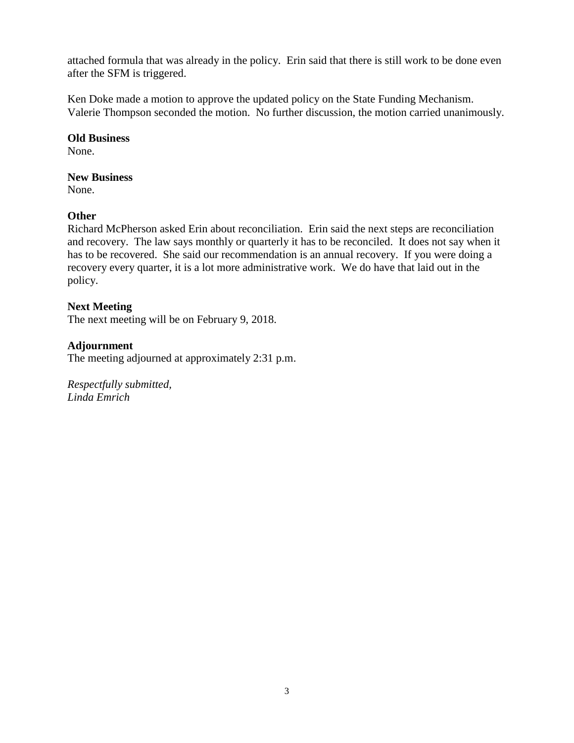attached formula that was already in the policy. Erin said that there is still work to be done even after the SFM is triggered.

Ken Doke made a motion to approve the updated policy on the State Funding Mechanism. Valerie Thompson seconded the motion. No further discussion, the motion carried unanimously.

**Old Business**
None.

**New Business**
None.

**Other**
Richard McPherson asked Erin about reconciliation. Erin said the next steps are reconciliation and recovery. The law says monthly or quarterly it has to be reconciled. It does not say when it has to be recovered. She said our recommendation is an annual recovery. If you were doing a recovery every quarter, it is a lot more administrative work. We do have that laid out in the policy.

**Next Meeting**
The next meeting will be on February 9, 2018.

**Adjournment**
The meeting adjourned at approximately 2:31 p.m.

*Respectfully submitted,*
*Linda Emrich*